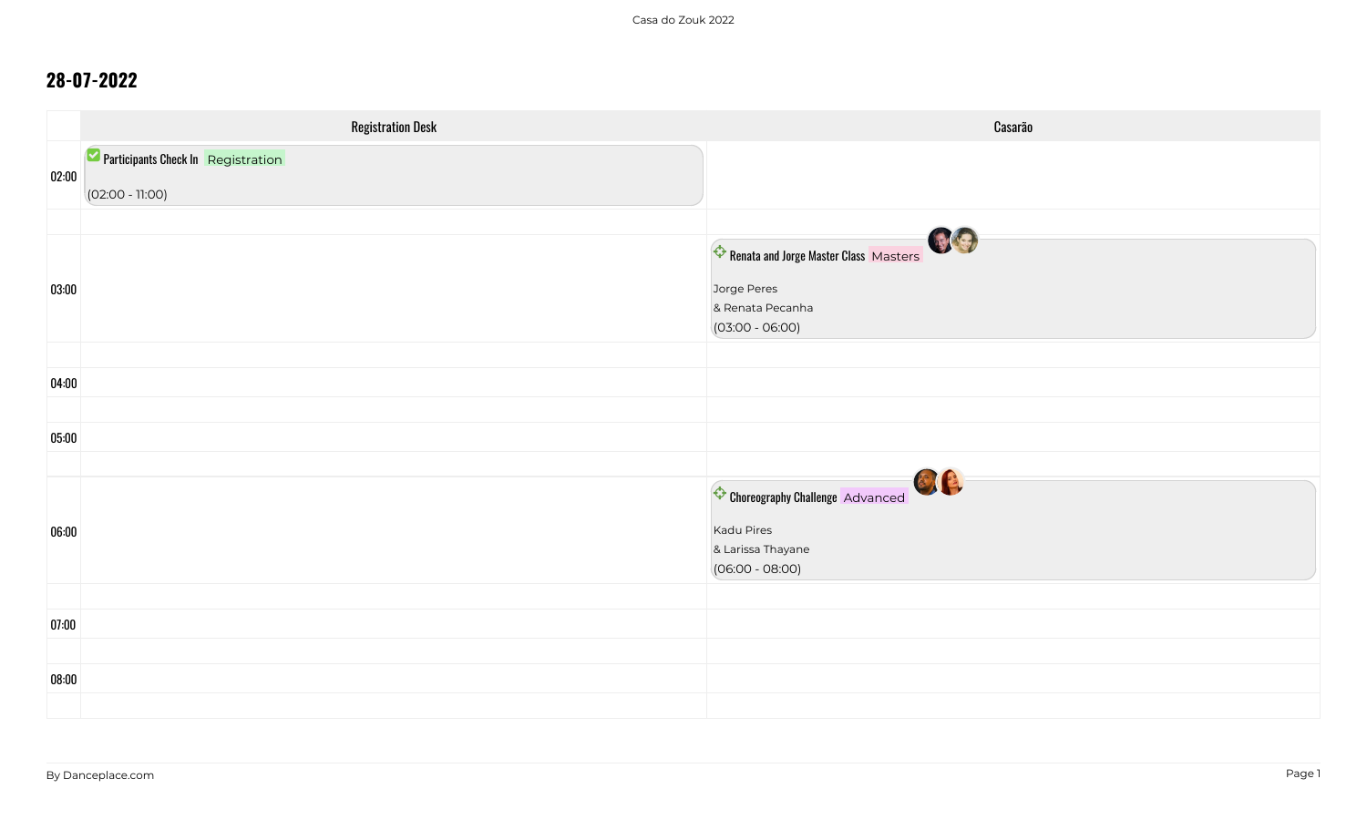## 28-07-2022

| | Registration Desk | Casarão |
|---|---|---|
| 02:00 | Participants Check In Registration (02:00 - 11:00) | |
| 03:00 | | Renata and Jorge Master Class Masters<br>Jorge Peres<br>& Renata Pecanha<br>(03:00 - 06:00) |
| 04:00 | | |
| 05:00 | | |
| 06:00 | | Choreography Challenge Advanced<br>Kadu Pires<br>& Larissa Thayane<br>(06:00 - 08:00) |
| 07:00 | | |
| 08:00 | | |

By Danceplace.com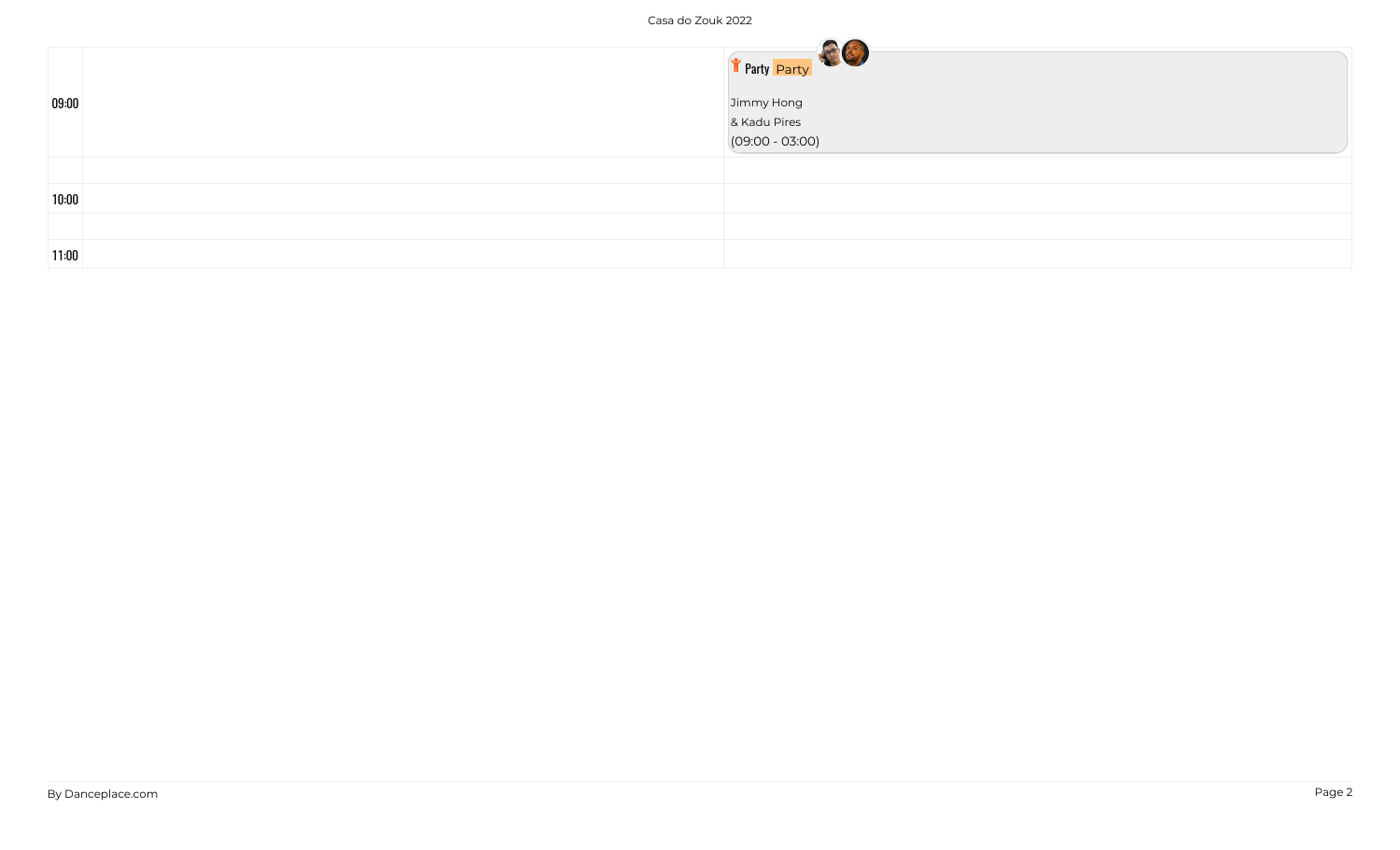| | | |
|---|---|---|
| 09:00 | | Party Party<br><br>Jimmy Hong<br>& Kadu Pires<br>(09:00 - 03:00) |
| | | |
| 10:00 | | |
| | | |
| 11:00 | | |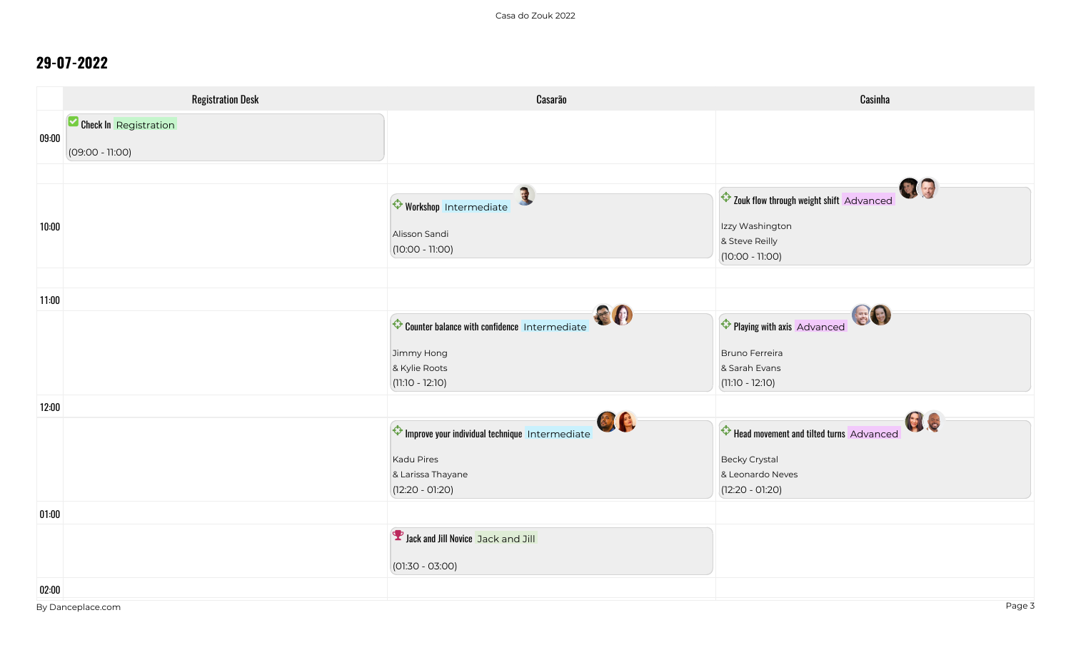## 29-07-2022

| | Registration Desk | Casarão | Casinha |
|---|---|---|---|
| 09:00 | Check In Registration (09:00 - 11:00) | | |
| 10:00 | | Workshop Intermediate<br>Alisson Sandi<br>(10:00 - 11:00) | Zouk flow through weight shift Advanced<br>Izzy Washington<br>& Steve Reilly<br>(10:00 - 11:00) |
| 11:00 | | Counter balance with confidence Intermediate<br>Jimmy Hong<br>& Kylie Roots<br>(11:10 - 12:10) | Playing with axis Advanced<br>Bruno Ferreira<br>& Sarah Evans<br>(11:10 - 12:10) |
| 12:00 | | Improve your individual technique Intermediate<br>Kadu Pires<br>& Larissa Thayane<br>(12:20 - 01:20) | Head movement and tilted turns Advanced<br>Becky Crystal<br>& Leonardo Neves<br>(12:20 - 01:20) |
| 01:00 | | Jack and Jill Novice Jack and Jill<br>(01:30 - 03:00) | |
| 02:00 | | | |

By Danceplace.com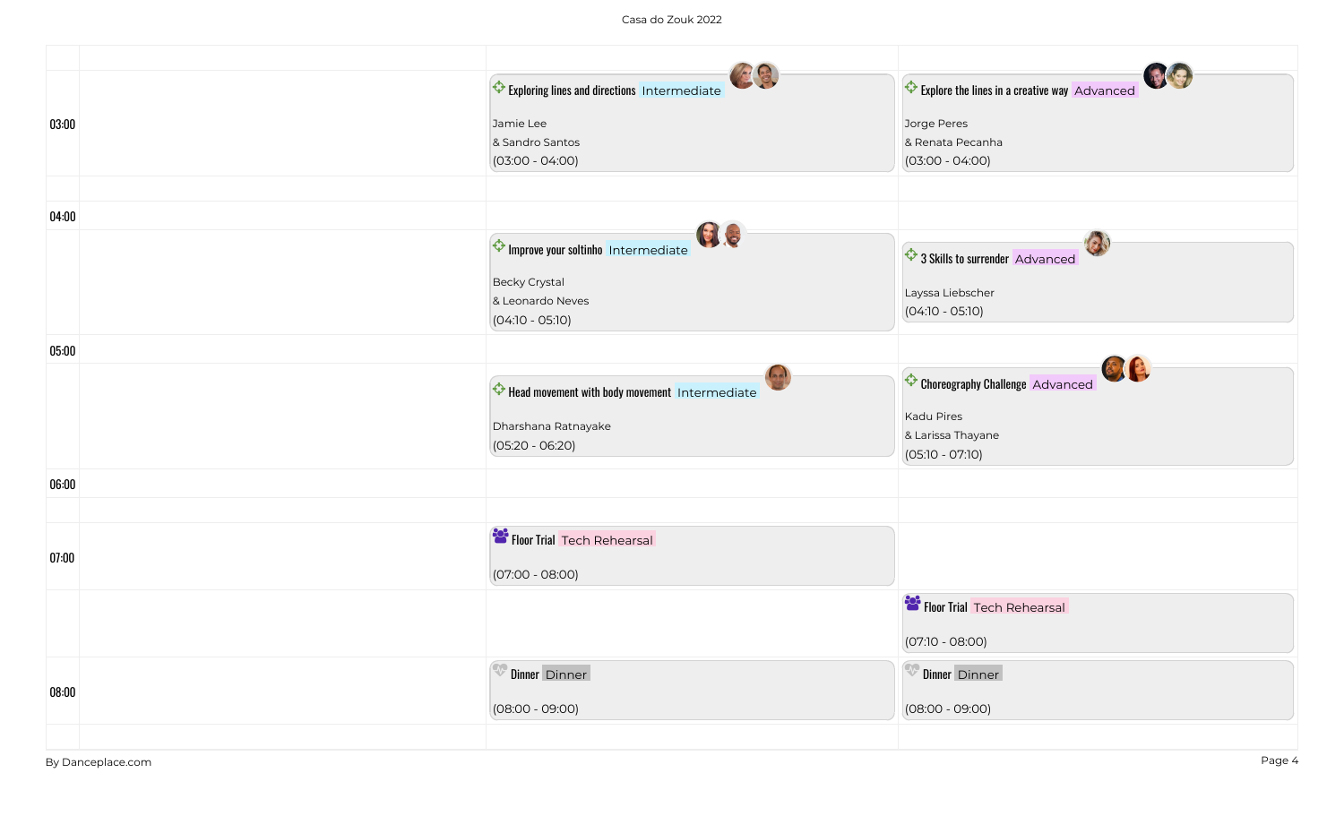Casa do Zouk 2022

| Time | | | |
|---|---|---|---|
| 03:00 | | Exploring lines and directions Intermediate<br>Jamie Lee<br>& Sandro Santos<br>(03:00 - 04:00) | Explore the lines in a creative way Advanced<br>Jorge Peres<br>& Renata Pecanha<br>(03:00 - 04:00) |
| 04:00 | | | |
| | | Improve your soltinho Intermediate<br>Becky Crystal<br>& Leonardo Neves<br>(04:10 - 05:10) | 3 Skills to surrender Advanced<br>Layssa Liebscher<br>(04:10 - 05:10) |
| 05:00 | | | |
| | | Head movement with body movement Intermediate<br>Dharshana Ratnayake<br>(05:20 - 06:20) | Choreography Challenge Advanced<br>Kadu Pires<br>& Larissa Thayane<br>(05:10 - 07:10) |
| 06:00 | | | |
| 07:00 | | Floor Trial Tech Rehearsal<br>(07:00 - 08:00) | |
| | | | Floor Trial Tech Rehearsal<br>(07:10 - 08:00) |
| 08:00 | | Dinner Dinner<br>(08:00 - 09:00) | Dinner Dinner<br>(08:00 - 09:00) |

By Danceplace.com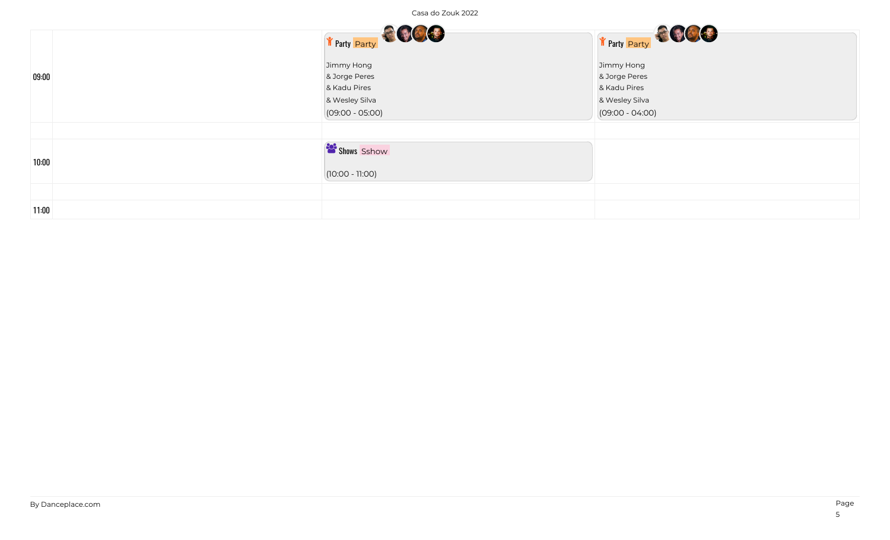| | | | |
|---|---|---|---|
| 09:00 | | Party Party<br><br>Jimmy Hong<br>& Jorge Peres<br>& Kadu Pires<br>& Wesley Silva<br>(09:00 - 05:00) | Party Party<br><br>Jimmy Hong<br>& Jorge Peres<br>& Kadu Pires<br>& Wesley Silva<br>(09:00 - 04:00) |
| | | | |
| 10:00 | | Shows Sshow<br><br>(10:00 - 11:00) | |
| | | | |
| 11:00 | | | |

By Danceplace.com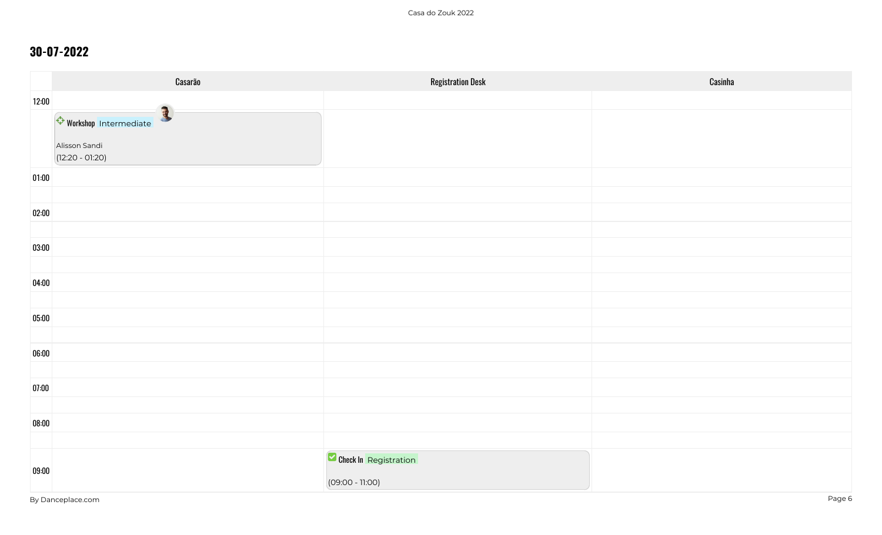## 30-07-2022

| | Casarão | Registration Desk | Casinha |
|---|---|---|---|
| 12:00 | | | |
| | Workshop Intermediate<br>Alisson Sandi<br>(12:20 - 01:20) | | |
| 01:00 | | | |
| | | | |
| 02:00 | | | |
| | | | |
| 03:00 | | | |
| | | | |
| 04:00 | | | |
| | | | |
| 05:00 | | | |
| | | | |
| 06:00 | | | |
| | | | |
| 07:00 | | | |
| | | | |
| 08:00 | | | |
| | | | |
| 09:00 | | Check In Registration<br>(09:00 - 11:00) | |

By Danceplace.com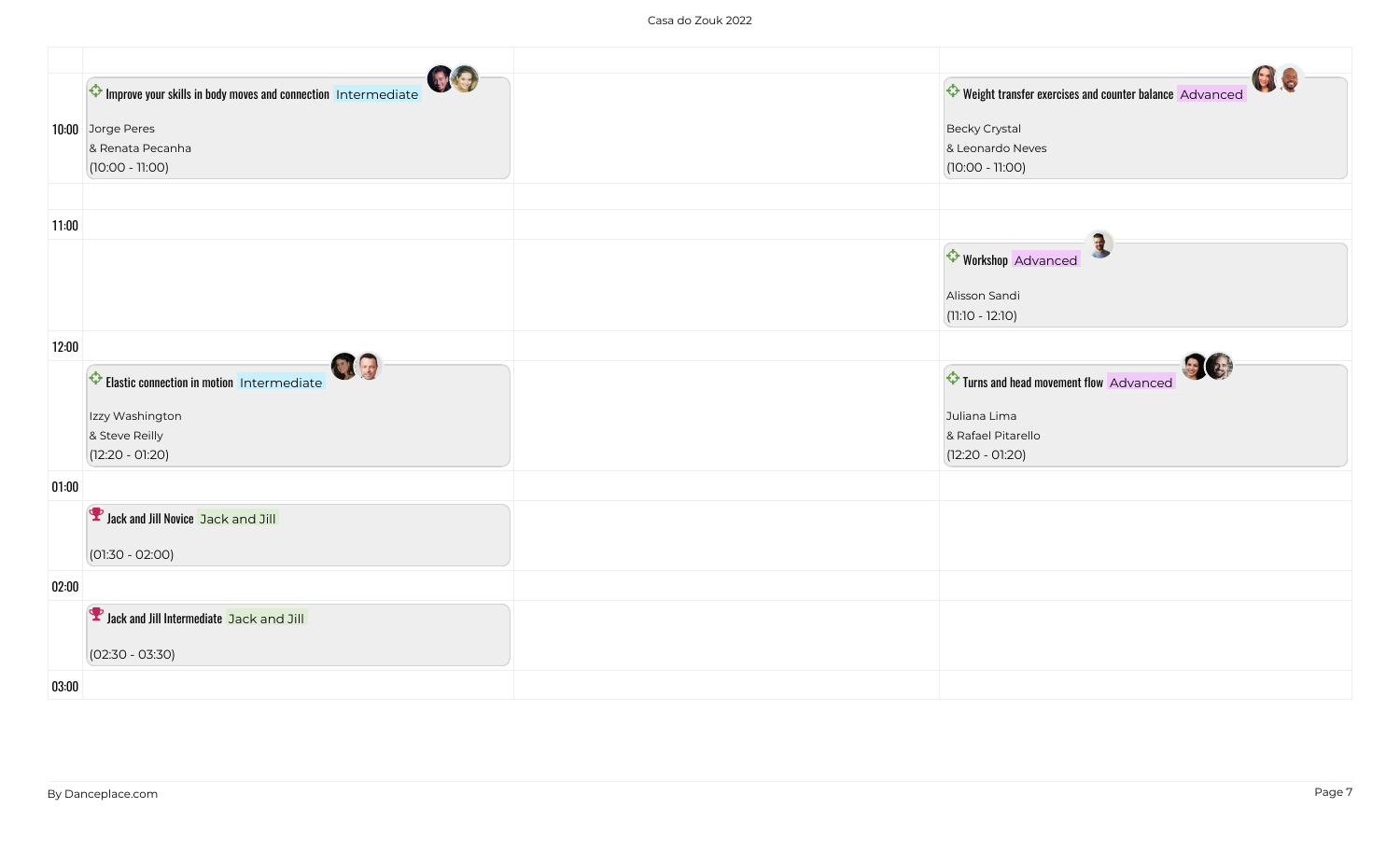# Casa do Zouk 2022

| Time | Room 1 | Room 2 | Room 3 |
|---|---|---|---|
| 10:00 | **Improve your skills in body moves and connection** Intermediate<br>Jorge Peres<br>& Renata Pecanha<br>(10:00 - 11:00) | | **Weight transfer exercises and counter balance** Advanced<br>Becky Crystal<br>& Leonardo Neves<br>(10:00 - 11:00) |
| 11:00 | | | **Workshop** Advanced<br>Alisson Sandi<br>(11:10 - 12:10) |
| 12:00 | **Elastic connection in motion** Intermediate<br>Izzy Washington<br>& Steve Reilly<br>(12:20 - 01:20) | | **Turns and head movement flow** Advanced<br>Juliana Lima<br>& Rafael Pitarello<br>(12:20 - 01:20) |
| 01:00 | **Jack and Jill Novice** Jack and Jill<br>(01:30 - 02:00) | | |
| 02:00 | **Jack and Jill Intermediate** Jack and Jill<br>(02:30 - 03:30) | | |
| 03:00 | | | |

By Danceplace.com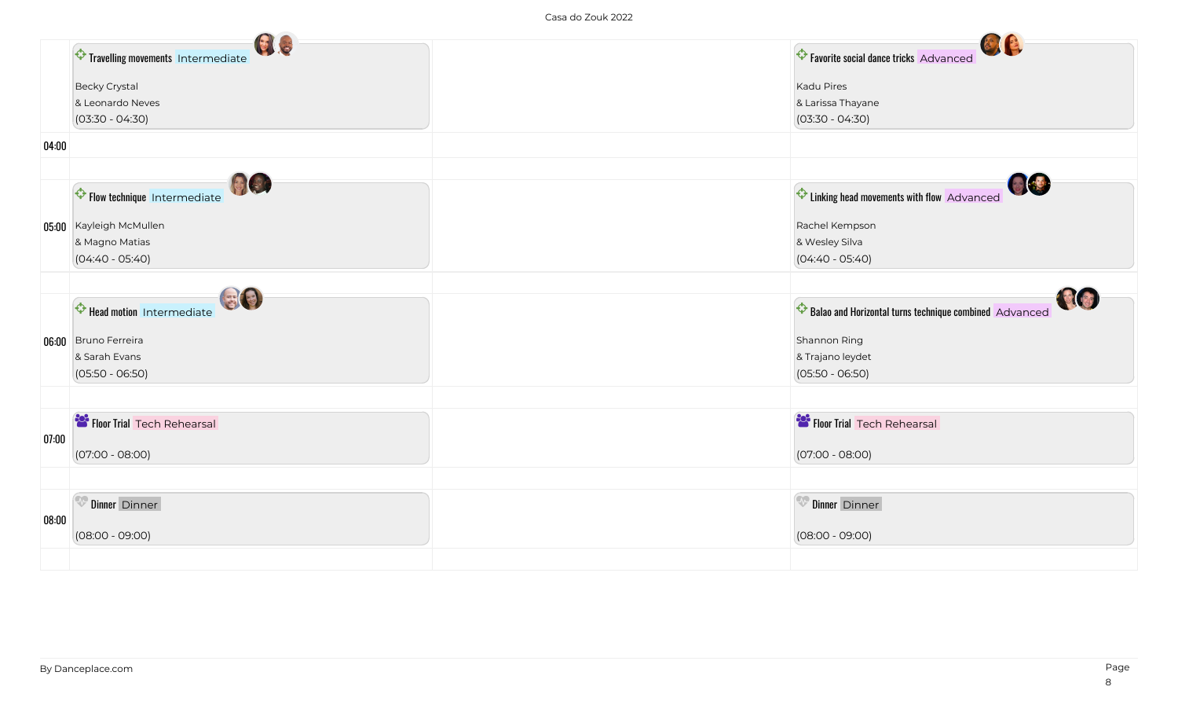| Time | Room 1 | Room 2 | Room 3 |
|---|---|---|---|
| | **Travelling movements** Intermediate<br>Becky Crystal<br>& Leonardo Neves<br>(03:30 - 04:30) | | **Favorite social dance tricks** Advanced<br>Kadu Pires<br>& Larissa Thayane<br>(03:30 - 04:30) |
| 04:00 | | | |
| 05:00 | **Flow technique** Intermediate<br>Kayleigh McMullen<br>& Magno Matias<br>(04:40 - 05:40) | | **Linking head movements with flow** Advanced<br>Rachel Kempson<br>& Wesley Silva<br>(04:40 - 05:40) |
| 06:00 | **Head motion** Intermediate<br>Bruno Ferreira<br>& Sarah Evans<br>(05:50 - 06:50) | | **Balao and Horizontal turns technique combined** Advanced<br>Shannon Ring<br>& Trajano leydet<br>(05:50 - 06:50) |
| 07:00 | **Floor Trial** Tech Rehearsal<br>(07:00 - 08:00) | | **Floor Trial** Tech Rehearsal<br>(07:00 - 08:00) |
| 08:00 | **Dinner** Dinner<br>(08:00 - 09:00) | | **Dinner** Dinner<br>(08:00 - 09:00) |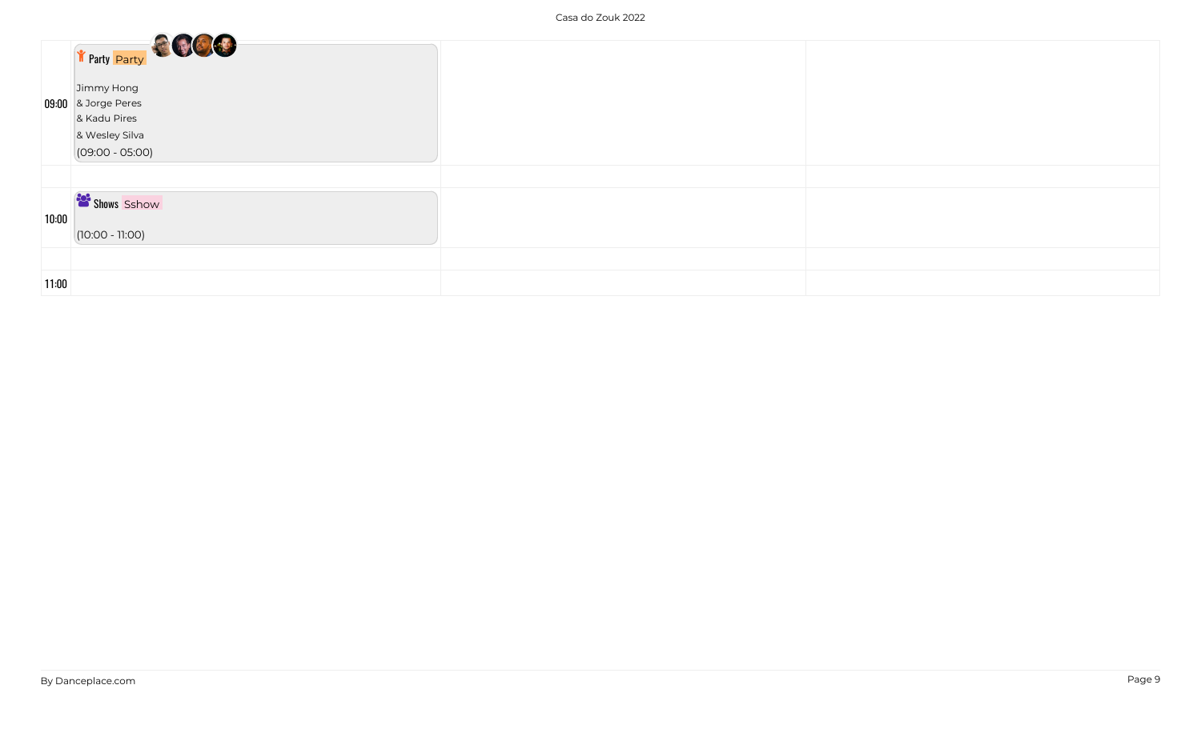| | | | |
|---|---|---|---|
| 09:00 | Party Party<br><br>Jimmy Hong<br>& Jorge Peres<br>& Kadu Pires<br>& Wesley Silva<br>(09:00 - 05:00) | | |
| | | | |
| 10:00 | Shows Sshow<br><br>(10:00 - 11:00) | | |
| | | | |
| 11:00 | | | |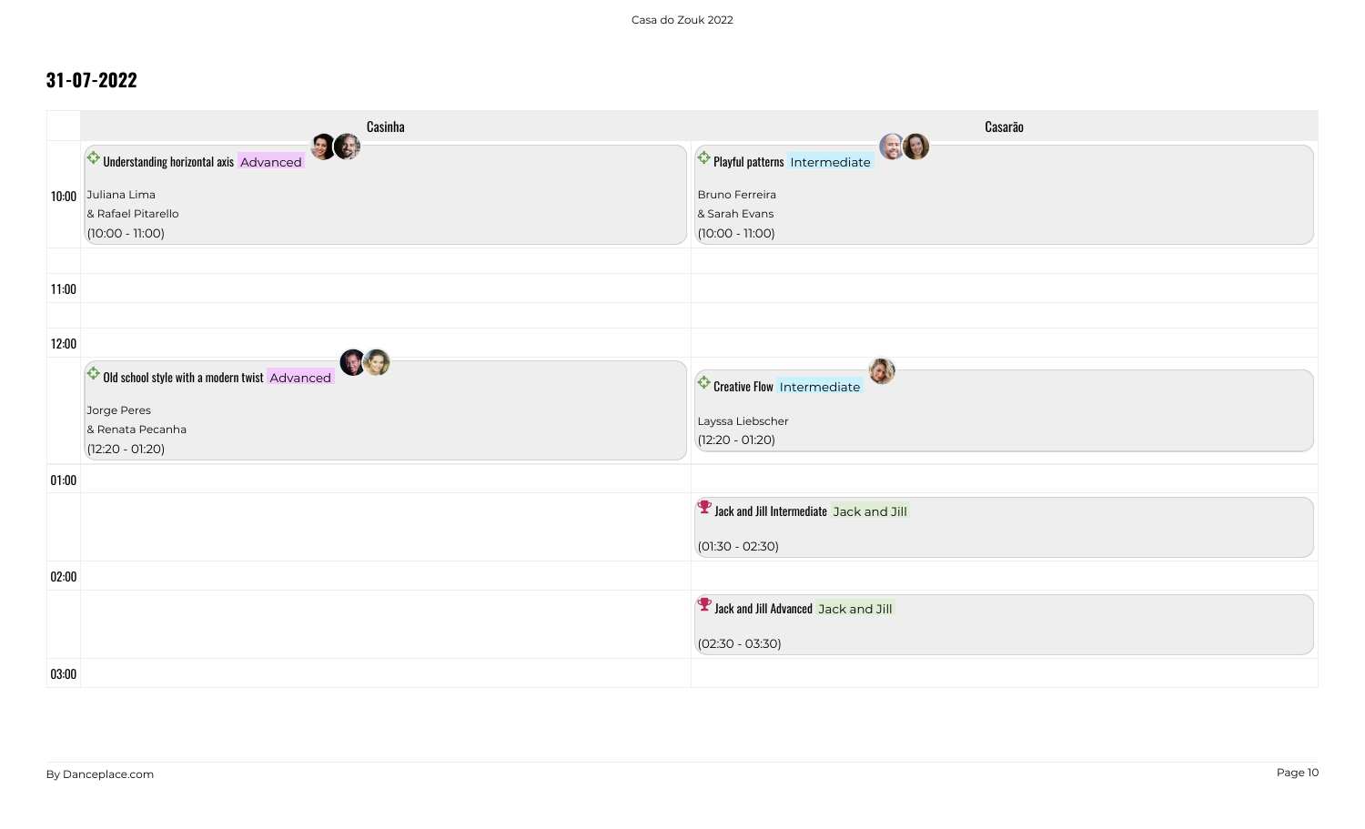## 31-07-2022

| | Casinha | Casarão |
|---|---|---|
| 10:00 | **Understanding horizontal axis** Advanced<br>Juliana Lima<br>& Rafael Pitarello<br>(10:00 - 11:00) | **Playful patterns** Intermediate<br>Bruno Ferreira<br>& Sarah Evans<br>(10:00 - 11:00) |
| 11:00 | | |
| 12:00 | **Old school style with a modern twist** Advanced<br>Jorge Peres<br>& Renata Pecanha<br>(12:20 - 01:20) | **Creative Flow** Intermediate<br>Layssa Liebscher<br>(12:20 - 01:20) |
| 01:00 | | **Jack and Jill Intermediate** Jack and Jill<br>(01:30 - 02:30) |
| 02:00 | | **Jack and Jill Advanced** Jack and Jill<br>(02:30 - 03:30) |
| 03:00 | | |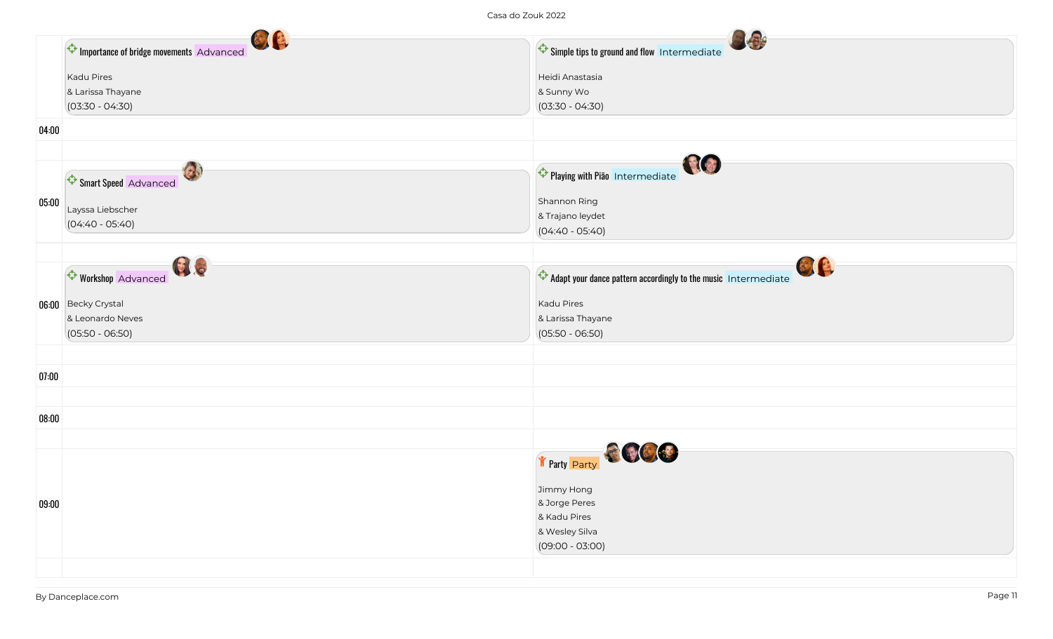Casa do Zouk 2022

| | Room 1 | Room 2 |
|---|---|---|
| | **Importance of bridge movements** Advanced<br>Kadu Pires<br>& Larissa Thayane<br>(03:30 - 04:30) | **Simple tips to ground and flow** Intermediate<br>Heidi Anastasia<br>& Sunny Wo<br>(03:30 - 04:30) |
| 04:00 | | |
| 05:00 | **Smart Speed** Advanced<br>Layssa Liebscher<br>(04:40 - 05:40) | **Playing with Pião** Intermediate<br>Shannon Ring<br>& Trajano leydet<br>(04:40 - 05:40) |
| 06:00 | **Workshop** Advanced<br>Becky Crystal<br>& Leonardo Neves<br>(05:50 - 06:50) | **Adapt your dance pattern accordingly to the music** Intermediate<br>Kadu Pires<br>& Larissa Thayane<br>(05:50 - 06:50) |
| 07:00 | | |
| 08:00 | | |
| 09:00 | | **Party** Party<br>Jimmy Hong<br>& Jorge Peres<br>& Kadu Pires<br>& Wesley Silva<br>(09:00 - 03:00) |

By Danceplace.com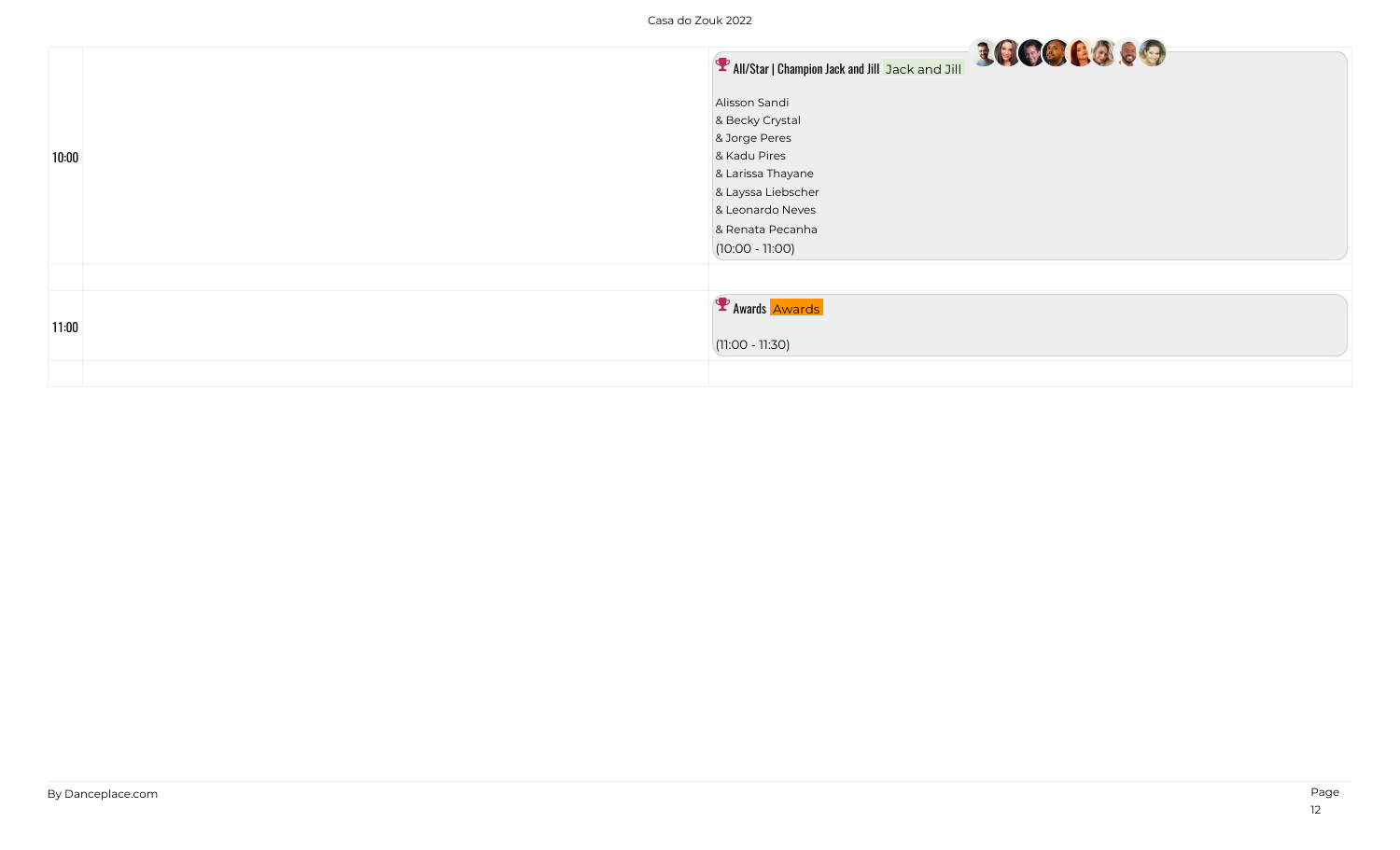| | | |
|---|---|---|
| 10:00 | | All/Star \| Champion Jack and Jill Jack and Jill<br><br>Alisson Sandi<br>& Becky Crystal<br>& Jorge Peres<br>& Kadu Pires<br>& Larissa Thayane<br>& Layssa Liebscher<br>& Leonardo Neves<br>& Renata Pecanha<br>(10:00 - 11:00) |
| | | |
| 11:00 | | Awards Awards<br><br>(11:00 - 11:30) |
| | | |